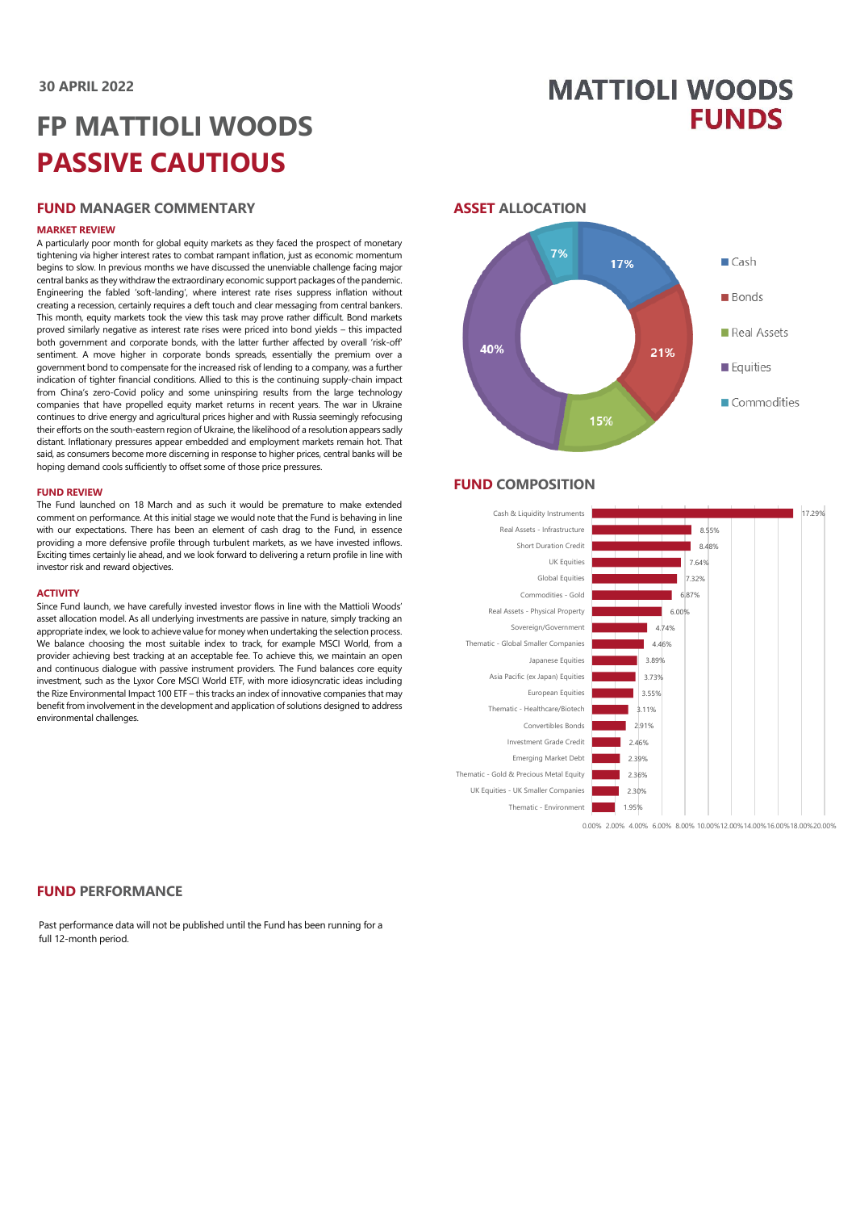30 APRIL 2022

# FP MATTIOLI WOODS PASSIVE CAUTIOUS

MATTIOLI WOODS FUNDS

## FUND MANAGER COMMENTARY

### MARKET REVIEW

A particularly poor month for global equity markets as they faced the prospect of monetary tightening via higher interest rates to combat rampant inflation, just as economic momentum begins to slow. In previous months we have discussed the unenviable challenge facing major central banks as they withdraw the extraordinary economic support packages of the pandemic. Engineering the fabled 'soft-landing', where interest rate rises suppress inflation without creating a recession, certainly requires a deft touch and clear messaging from central bankers. This month, equity markets took the view this task may prove rather difficult. Bond markets proved similarly negative as interest rate rises were priced into bond yields – this impacted both government and corporate bonds, with the latter further affected by overall 'risk-off' sentiment. A move higher in corporate bonds spreads, essentially the premium over a government bond to compensate for the increased risk of lending to a company, was a further indication of tighter financial conditions. Allied to this is the continuing supply-chain impact from China's zero-Covid policy and some uninspiring results from the large technology companies that have propelled equity market returns in recent years. The war in Ukraine continues to drive energy and agricultural prices higher and with Russia seemingly refocusing their efforts on the south-eastern region of Ukraine, the likelihood of a resolution appears sadly distant. Inflationary pressures appear embedded and employment markets remain hot. That said, as consumers become more discerning in response to higher prices, central banks will be hoping demand cools sufficiently to offset some of those price pressures.

### FUND REVIEW

The Fund launched on 18 March and as such it would be premature to make extended comment on performance. At this initial stage we would note that the Fund is behaving in line with our expectations. There has been an element of cash drag to the Fund, in essence providing a more defensive profile through turbulent markets, as we have invested inflows. Exciting times certainly lie ahead, and we look forward to delivering a return profile in line with investor risk and reward objectives.

### ACTIVITY

Since Fund launch, we have carefully invested investor flows in line with the Mattioli Woods' asset allocation model. As all underlying investments are passive in nature, simply tracking an appropriate index, we look to achieve value for money when undertaking the selection process. We balance choosing the most suitable index to track, for example MSCI World, from a provider achieving best tracking at an acceptable fee. To achieve this, we maintain an open and continuous dialogue with passive instrument providers. The Fund balances core equity investment, such as the Lyxor Core MSCI World ETF, with more idiosyncratic ideas including the Rize Environmental Impact 100 ETF – this tracks an index of innovative companies that may benefit from involvement in the development and application of solutions designed to address environmental challenges.

## ASSET ALLOCATION

| Asset | Allocation |
|---|---|
| Cash | 17% |
| Bonds | 21% |
| Real Assets | 15% |
| Equities | 40% |
| Commodities | 7% |

## FUND COMPOSITION

| Holding | Weight |
|---|---|
| Cash & Liquidity Instruments | 17.29% |
| Real Assets - Infrastructure | 8.55% |
| Short Duration Credit | 8.48% |
| UK Equities | 7.64% |
| Global Equities | 7.32% |
| Commodities - Gold | 6.87% |
| Real Assets - Physical Property | 6.00% |
| Sovereign/Government | 4.74% |
| Thematic - Global Smaller Companies | 4.46% |
| Japanese Equities | 3.89% |
| Asia Pacific (ex Japan) Equities | 3.73% |
| European Equities | 3.55% |
| Thematic - Healthcare/Biotech | 3.11% |
| Convertibles Bonds | 2.91% |
| Investment Grade Credit | 2.46% |
| Emerging Market Debt | 2.39% |
| Thematic - Gold & Precious Metal Equity | 2.36% |
| UK Equities - UK Smaller Companies | 2.30% |
| Thematic - Environment | 1.95% |

## FUND PERFORMANCE

Past performance data will not be published until the Fund has been running for a full 12-month period.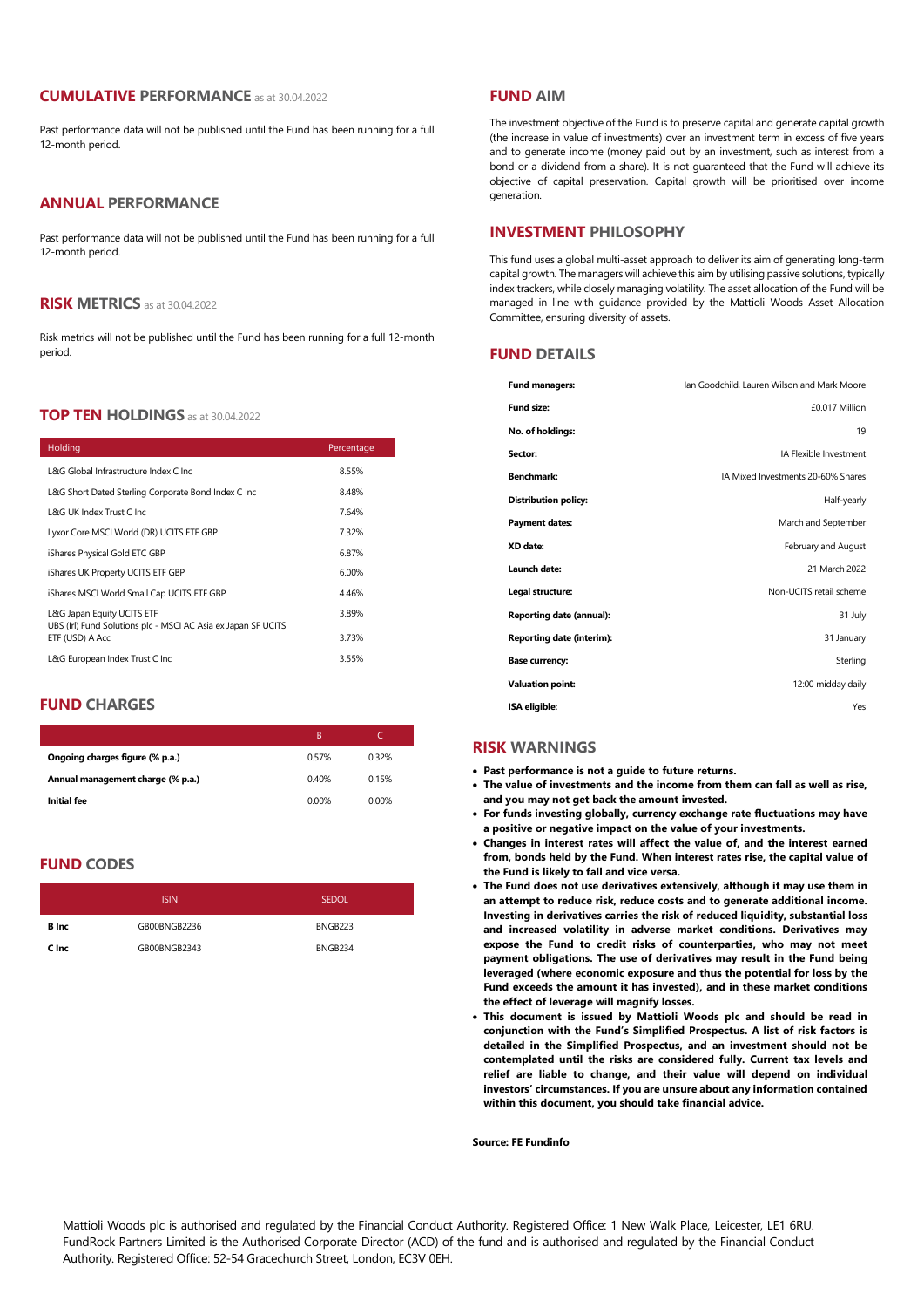## CUMULATIVE PERFORMANCE as at 30.04.2022

Past performance data will not be published until the Fund has been running for a full 12-month period.

## ANNUAL PERFORMANCE

Past performance data will not be published until the Fund has been running for a full 12-month period.

## RISK METRICS as at 30.04.2022

Risk metrics will not be published until the Fund has been running for a full 12-month period.

## TOP TEN HOLDINGS as at 30.04.2022

| Holding | Percentage |
|---|---|
| L&G Global Infrastructure Index C Inc | 8.55% |
| L&G Short Dated Sterling Corporate Bond Index C Inc | 8.48% |
| L&G UK Index Trust C Inc | 7.64% |
| Lyxor Core MSCI World (DR) UCITS ETF GBP | 7.32% |
| iShares Physical Gold ETC GBP | 6.87% |
| iShares UK Property UCITS ETF GBP | 6.00% |
| iShares MSCI World Small Cap UCITS ETF GBP | 4.46% |
| L&G Japan Equity UCITS ETF | 3.89% |
| UBS (Irl) Fund Solutions plc - MSCI AC Asia ex Japan SF UCITS ETF (USD) A Acc | 3.73% |
| L&G European Index Trust C Inc | 3.55% |

## FUND CHARGES

| | B | C |
|---|---|---|
| **Ongoing charges figure (% p.a.)** | 0.57% | 0.32% |
| **Annual management charge (% p.a.)** | 0.40% | 0.15% |
| **Initial fee** | 0.00% | 0.00% |

## FUND CODES

| | ISIN | SEDOL |
|---|---|---|
| **B Inc** | GB00BNGB2236 | BNGB223 |
| **C Inc** | GB00BNGB2343 | BNGB234 |

## FUND AIM

The investment objective of the Fund is to preserve capital and generate capital growth (the increase in value of investments) over an investment term in excess of five years and to generate income (money paid out by an investment, such as interest from a bond or a dividend from a share). It is not guaranteed that the Fund will achieve its objective of capital preservation. Capital growth will be prioritised over income generation.

## INVESTMENT PHILOSOPHY

This fund uses a global multi-asset approach to deliver its aim of generating long-term capital growth. The managers will achieve this aim by utilising passive solutions, typically index trackers, while closely managing volatility. The asset allocation of the Fund will be managed in line with guidance provided by the Mattioli Woods Asset Allocation Committee, ensuring diversity of assets.

## FUND DETAILS

| | |
|---|---|
| **Fund managers:** | Ian Goodchild, Lauren Wilson and Mark Moore |
| **Fund size:** | £0.017 Million |
| **No. of holdings:** | 19 |
| **Sector:** | IA Flexible Investment |
| **Benchmark:** | IA Mixed Investments 20-60% Shares |
| **Distribution policy:** | Half-yearly |
| **Payment dates:** | March and September |
| **XD date:** | February and August |
| **Launch date:** | 21 March 2022 |
| **Legal structure:** | Non-UCITS retail scheme |
| **Reporting date (annual):** | 31 July |
| **Reporting date (interim):** | 31 January |
| **Base currency:** | Sterling |
| **Valuation point:** | 12:00 midday daily |
| **ISA eligible:** | Yes |

## RISK WARNINGS

- **Past performance is not a guide to future returns.**
- **The value of investments and the income from them can fall as well as rise, and you may not get back the amount invested.**
- **For funds investing globally, currency exchange rate fluctuations may have a positive or negative impact on the value of your investments.**
- **Changes in interest rates will affect the value of, and the interest earned from, bonds held by the Fund. When interest rates rise, the capital value of the Fund is likely to fall and vice versa.**
- **The Fund does not use derivatives extensively, although it may use them in an attempt to reduce risk, reduce costs and to generate additional income. Investing in derivatives carries the risk of reduced liquidity, substantial loss and increased volatility in adverse market conditions. Derivatives may expose the Fund to credit risks of counterparties, who may not meet payment obligations. The use of derivatives may result in the Fund being leveraged (where economic exposure and thus the potential for loss by the Fund exceeds the amount it has invested), and in these market conditions the effect of leverage will magnify losses.**
- **This document is issued by Mattioli Woods plc and should be read in conjunction with the Fund's Simplified Prospectus. A list of risk factors is detailed in the Simplified Prospectus, and an investment should not be contemplated until the risks are considered fully. Current tax levels and relief are liable to change, and their value will depend on individual investors' circumstances. If you are unsure about any information contained within this document, you should take financial advice.**

**Source: FE Fundinfo**

Mattioli Woods plc is authorised and regulated by the Financial Conduct Authority. Registered Office: 1 New Walk Place, Leicester, LE1 6RU. FundRock Partners Limited is the Authorised Corporate Director (ACD) of the fund and is authorised and regulated by the Financial Conduct Authority. Registered Office: 52-54 Gracechurch Street, London, EC3V 0EH.